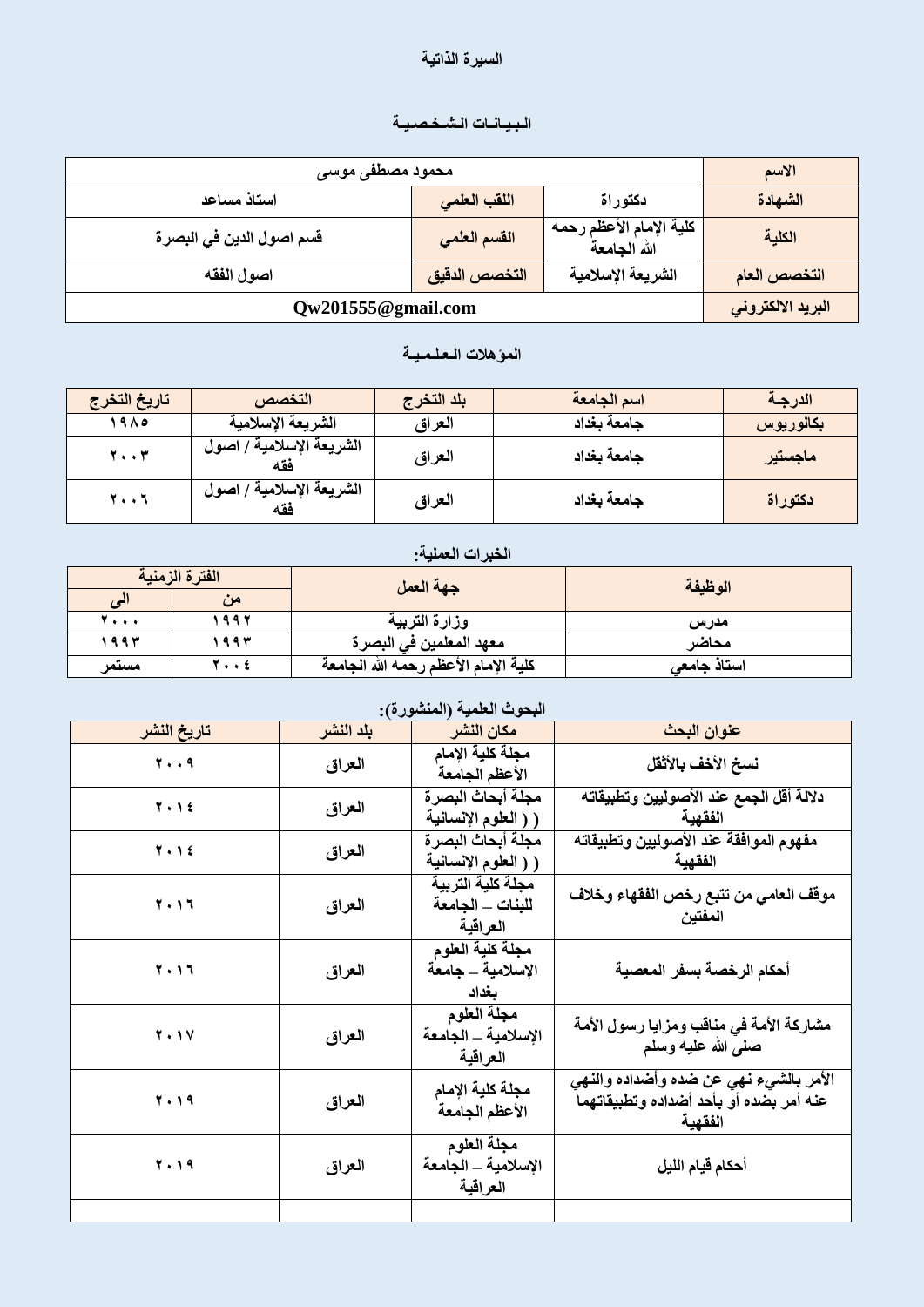# السيرة الذاتية

## البيانات الشخصية

| الاسم | محمود مصطفى موسى | | |
|---|---|---|---|
| الشهادة | دكتوراة | اللقب العلمي | استاذ مساعد |
| الكلية | كلية الإمام الأعظم رحمه الله الجامعة | القسم العلمي | قسم اصول الدين في البصرة |
| التخصص العام | الشريعة الإسلامية | التخصص الدقيق | اصول الفقه |
| البريد الالكتروني | Qw201555@gmail.com | | |

## المؤهلات العلمية

| الدرجة | اسم الجامعة | بلد التخرج | التخصص | تاريخ التخرج |
|---|---|---|---|---|
| بكالوريوس | جامعة بغداد | العراق | الشريعة الإسلامية | ١٩٨٥ |
| ماجستير | جامعة بغداد | العراق | الشريعة الإسلامية / اصول فقه | ٢٠٠٣ |
| دكتوراة | جامعة بغداد | العراق | الشريعة الإسلامية / اصول فقه | ٢٠٠٦ |

## الخبرات العملية:

| الوظيفة | جهة العمل | الفترة الزمنية | |
|---|---|---|---|
| | | من | الى |
| مدرس | وزارة التربية | ١٩٩٢ | ٢٠٠٠ |
| محاضر | معهد المعلمين في البصرة | ١٩٩٣ | ١٩٩٣ |
| استاذ جامعي | كلية الإمام الأعظم رحمه الله الجامعة | ٢٠٠٤ | مستمر |

## البحوث العلمية (المنشورة):

| عنوان البحث | مكان النشر | بلد النشر | تاريخ النشر |
|---|---|---|---|
| نسخ الأخف بالأثقل | مجلة كلية الإمام الأعظم الجامعة | العراق | ٢٠٠٩ |
| دلالة أقل الجمع عند الأصوليين وتطبيقاته الفقهية | مجلة أبحاث البصرة ( العلوم الإنسانية ) | العراق | ٢٠١٤ |
| مفهوم الموافقة عند الأصوليين وتطبيقاته الفقهية | مجلة أبحاث البصرة ( العلوم الإنسانية ) | العراق | ٢٠١٤ |
| موقف العامي من تتبع رخص الفقهاء وخلاف المفتين | مجلة كلية التربية للبنات – الجامعة العراقية | العراق | ٢٠١٦ |
| أحكام الرخصة بسفر المعصية | مجلة كلية العلوم الإسلامية – جامعة بغداد | العراق | ٢٠١٦ |
| مشاركة الأمة في مناقب ومزايا رسول الأمة صلى الله عليه وسلم | مجلة العلوم الإسلامية – الجامعة العراقية | العراق | ٢٠١٧ |
| الأمر بالشيء نهي عن ضده وأضداده والنهي عنه أمر بضده أو بأحد أضداده وتطبيقاتهما الفقهية | مجلة كلية الإمام الأعظم الجامعة | العراق | ٢٠١٩ |
| أحكام قيام الليل | مجلة العلوم الإسلامية – الجامعة العراقية | العراق | ٢٠١٩ |
| | | | |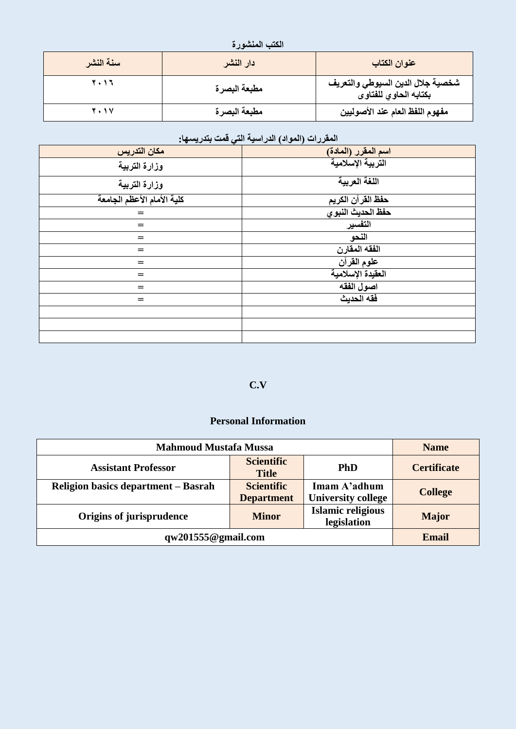**الكتب المنشورة**

| عنوان الكتاب | دار النشر | سنة النشر |
|---|---|---|
| شخصية جلال الدين السيوطي والتعريف بكتابه الحاوي للفتاوى | مطبعة البصرة | ٢٠١٦ |
| مفهوم اللفظ العام عند الأصوليين | مطبعة البصرة | ٢٠١٧ |

**المقررات (المواد) الدراسية التي قمت بتدريسها:**

| اسم المقرر (المادة) | مكان التدريس |
|---|---|
| التربية الإسلامية | وزارة التربية |
| اللغة العربية | وزارة التربية |
| حفظ القرآن الكريم | كلية الأمام الأعظم الجامعة |
| حفظ الحديث النبوي | = |
| التفسير | = |
| النحو | = |
| الفقه المقارن | = |
| علوم القرآن | = |
| العقيدة الإسلامية | = |
| اصول الفقه | = |
| فقه الحديث | = |
| | |
| | |
| | |

# C.V

## Personal Information

| Mahmoud Mustafa Mussa | | | Name |
|---|---|---|---|
| Assistant Professor | Scientific Title | PhD | Certificate |
| Religion basics department – Basrah | Scientific Department | Imam A'adhum University college | College |
| Origins of jurisprudence | Minor | Islamic religious legislation | Major |
| qw201555@gmail.com | | | Email |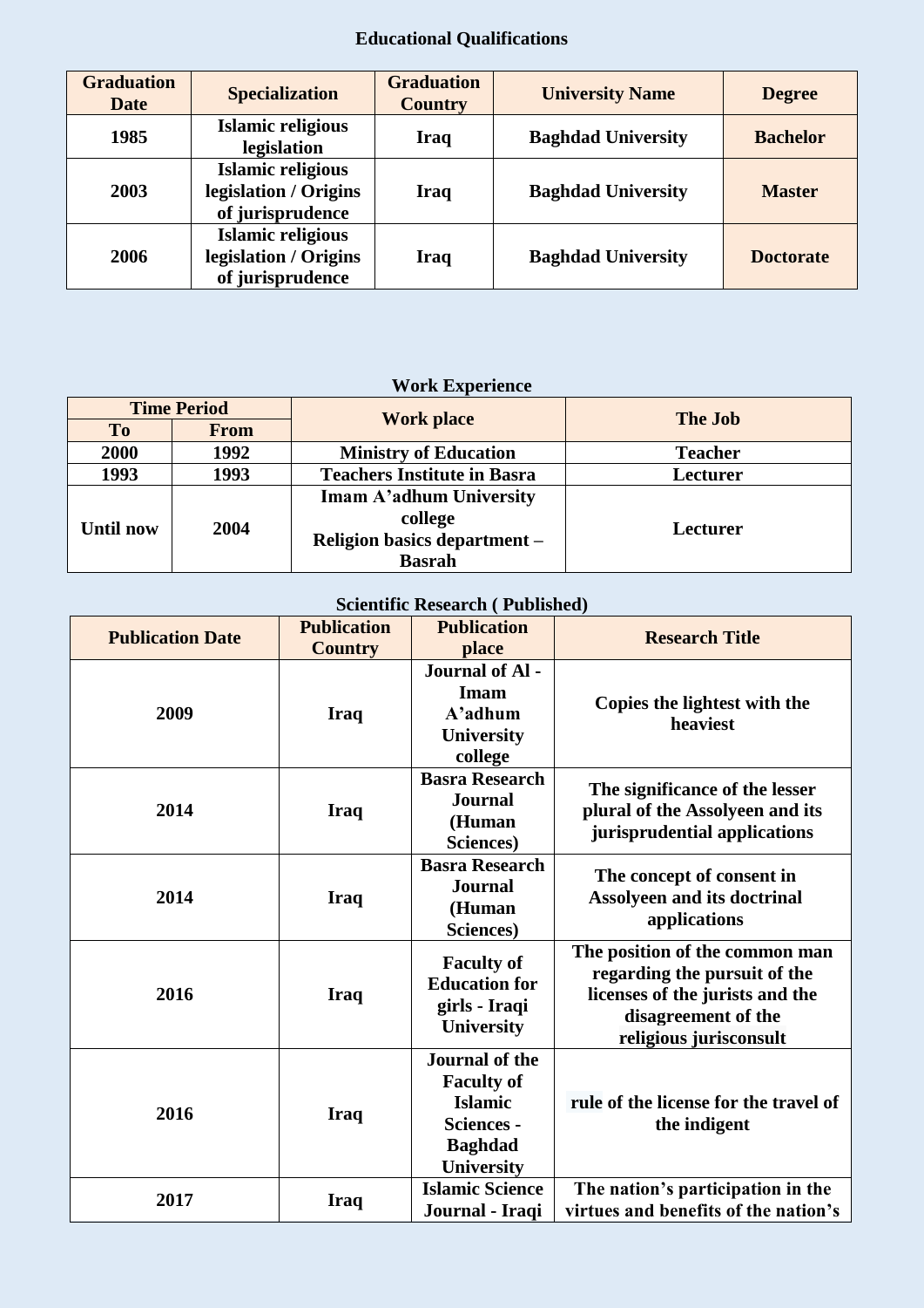## Educational Qualifications

| Graduation Date | Specialization | Graduation Country | University Name | Degree |
|---|---|---|---|---|
| 1985 | Islamic religious legislation | Iraq | Baghdad University | Bachelor |
| 2003 | Islamic religious legislation / Origins of jurisprudence | Iraq | Baghdad University | Master |
| 2006 | Islamic religious legislation / Origins of jurisprudence | Iraq | Baghdad University | Doctorate |

## Work Experience

| Time Period | | Work place | The Job |
|---|---|---|---|
| To | From | | |
| 2000 | 1992 | Ministry of Education | Teacher |
| 1993 | 1993 | Teachers Institute in Basra | Lecturer |
| Until now | 2004 | Imam A'adhum University college Religion basics department – Basrah | Lecturer |

## Scientific Research ( Published)

| Publication Date | Publication Country | Publication place | Research Title |
|---|---|---|---|
| 2009 | Iraq | Journal of Al - Imam A'adhum University college | Copies the lightest with the heaviest |
| 2014 | Iraq | Basra Research Journal (Human Sciences) | The significance of the lesser plural of the Assolyeen and its jurisprudential applications |
| 2014 | Iraq | Basra Research Journal (Human Sciences) | The concept of consent in Assolyeen and its doctrinal applications |
| 2016 | Iraq | Faculty of Education for girls - Iraqi University | The position of the common man regarding the pursuit of the licenses of the jurists and the disagreement of the religious jurisconsult |
| 2016 | Iraq | Journal of the Faculty of Islamic Sciences - Baghdad University | rule of the license for the travel of the indigent |
| 2017 | Iraq | Islamic Science Journal - Iraqi | The nation's participation in the virtues and benefits of the nation's |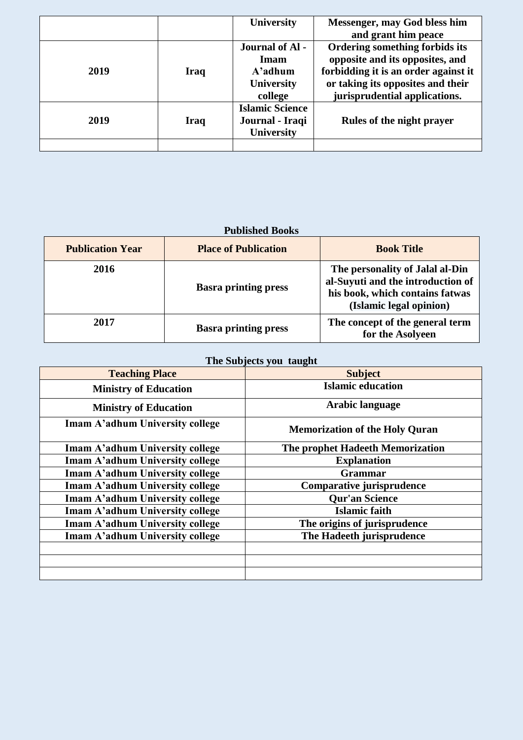| | | | |
|---|---|---|---|
| | | **University** | **Messenger, may God bless him and grant him peace** |
| **2019** | **Iraq** | **Journal of Al - Imam A'adhum University college** | **Ordering something forbids its opposite and its opposites, and forbidding it is an order against it or taking its opposites and their jurisprudential applications.** |
| **2019** | **Iraq** | **Islamic Science Journal - Iraqi University** | **Rules of the night prayer** |
| | | | |

**Published Books**

| Publication Year | Place of Publication | Book Title |
|---|---|---|
| **2016** | **Basra printing press** | **The personality of Jalal al-Din al-Suyuti and the introduction of his book, which contains fatwas (Islamic legal opinion)** |
| **2017** | **Basra printing press** | **The concept of the general term for the Asolyeen** |

**The Subjects you taught**

| Teaching Place | Subject |
|---|---|
| **Ministry of Education** | **Islamic education** |
| **Ministry of Education** | **Arabic language** |
| **Imam A'adhum University college** | **Memorization of the Holy Quran** |
| **Imam A'adhum University college** | **The prophet Hadeeth Memorization** |
| **Imam A'adhum University college** | **Explanation** |
| **Imam A'adhum University college** | **Grammar** |
| **Imam A'adhum University college** | **Comparative jurisprudence** |
| **Imam A'adhum University college** | **Qur'an Science** |
| **Imam A'adhum University college** | **Islamic faith** |
| **Imam A'adhum University college** | **The origins of jurisprudence** |
| **Imam A'adhum University college** | **The Hadeeth jurisprudence** |
| | |
| | |
| | |